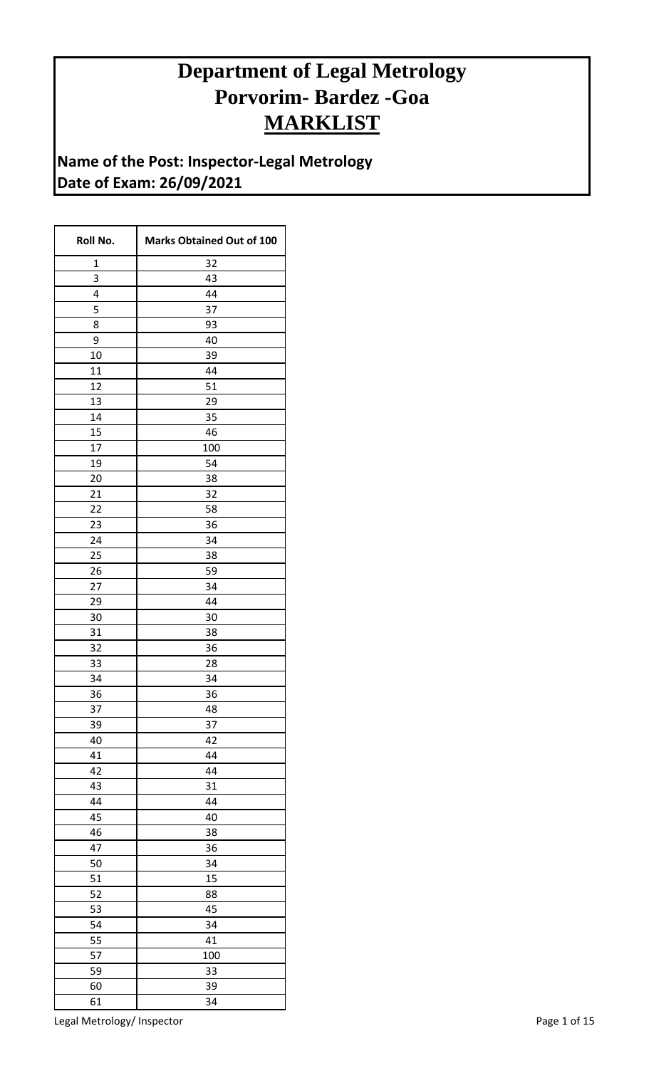# Department of Legal Metrology
# Porvorim- Bardez -Goa
# MARKLIST

**Name of the Post: Inspector-Legal Metrology**
**Date of Exam: 26/09/2021**

| Roll No. | Marks Obtained Out of 100 |
| --- | --- |
| 1 | 32 |
| 3 | 43 |
| 4 | 44 |
| 5 | 37 |
| 8 | 93 |
| 9 | 40 |
| 10 | 39 |
| 11 | 44 |
| 12 | 51 |
| 13 | 29 |
| 14 | 35 |
| 15 | 46 |
| 17 | 100 |
| 19 | 54 |
| 20 | 38 |
| 21 | 32 |
| 22 | 58 |
| 23 | 36 |
| 24 | 34 |
| 25 | 38 |
| 26 | 59 |
| 27 | 34 |
| 29 | 44 |
| 30 | 30 |
| 31 | 38 |
| 32 | 36 |
| 33 | 28 |
| 34 | 34 |
| 36 | 36 |
| 37 | 48 |
| 39 | 37 |
| 40 | 42 |
| 41 | 44 |
| 42 | 44 |
| 43 | 31 |
| 44 | 44 |
| 45 | 40 |
| 46 | 38 |
| 47 | 36 |
| 50 | 34 |
| 51 | 15 |
| 52 | 88 |
| 53 | 45 |
| 54 | 34 |
| 55 | 41 |
| 57 | 100 |
| 59 | 33 |
| 60 | 39 |
| 61 | 34 |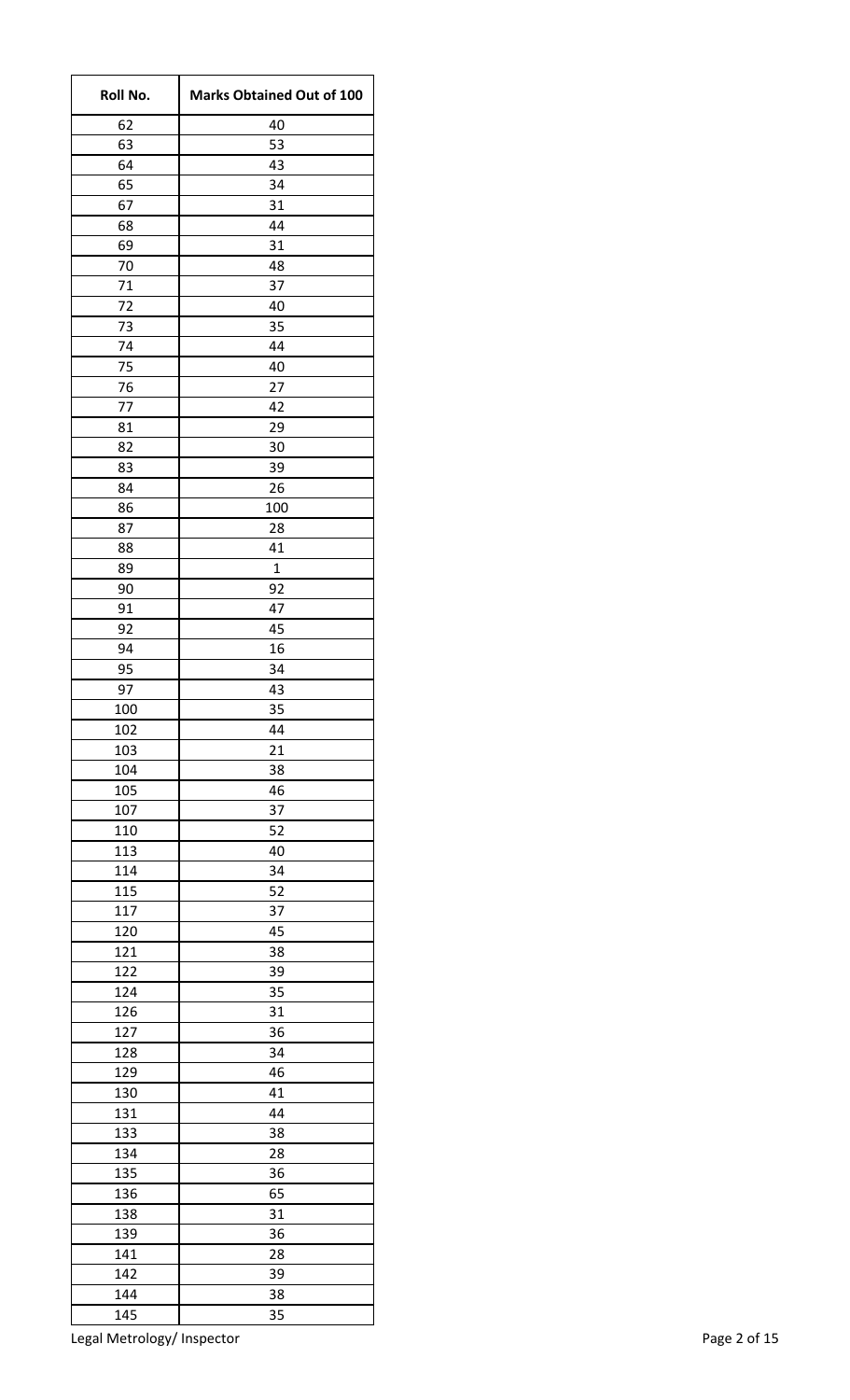| Roll No. | Marks Obtained Out of 100 |
|---|---|
| 62 | 40 |
| 63 | 53 |
| 64 | 43 |
| 65 | 34 |
| 67 | 31 |
| 68 | 44 |
| 69 | 31 |
| 70 | 48 |
| 71 | 37 |
| 72 | 40 |
| 73 | 35 |
| 74 | 44 |
| 75 | 40 |
| 76 | 27 |
| 77 | 42 |
| 81 | 29 |
| 82 | 30 |
| 83 | 39 |
| 84 | 26 |
| 86 | 100 |
| 87 | 28 |
| 88 | 41 |
| 89 | 1 |
| 90 | 92 |
| 91 | 47 |
| 92 | 45 |
| 94 | 16 |
| 95 | 34 |
| 97 | 43 |
| 100 | 35 |
| 102 | 44 |
| 103 | 21 |
| 104 | 38 |
| 105 | 46 |
| 107 | 37 |
| 110 | 52 |
| 113 | 40 |
| 114 | 34 |
| 115 | 52 |
| 117 | 37 |
| 120 | 45 |
| 121 | 38 |
| 122 | 39 |
| 124 | 35 |
| 126 | 31 |
| 127 | 36 |
| 128 | 34 |
| 129 | 46 |
| 130 | 41 |
| 131 | 44 |
| 133 | 38 |
| 134 | 28 |
| 135 | 36 |
| 136 | 65 |
| 138 | 31 |
| 139 | 36 |
| 141 | 28 |
| 142 | 39 |
| 144 | 38 |
| 145 | 35 |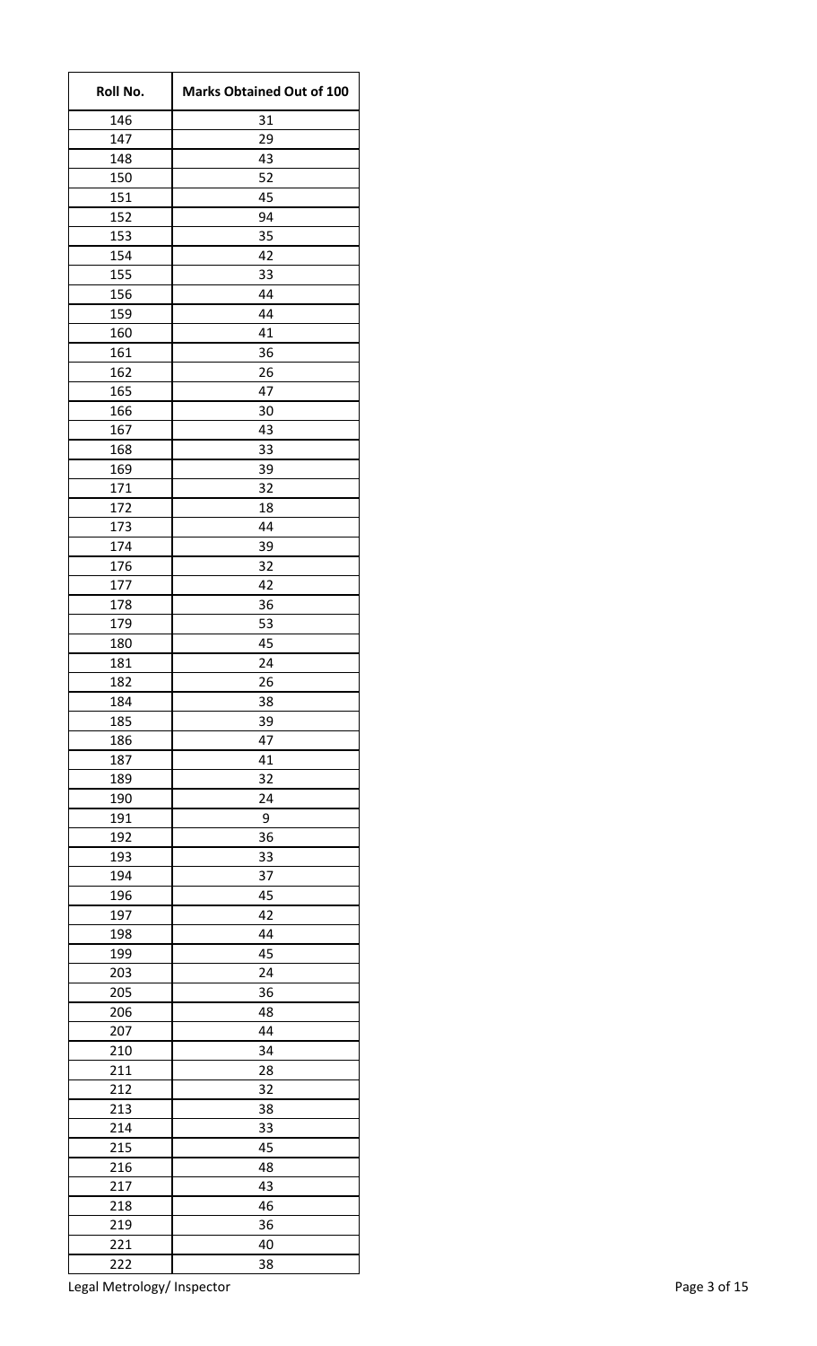| Roll No. | Marks Obtained Out of 100 |
|---|---|
| 146 | 31 |
| 147 | 29 |
| 148 | 43 |
| 150 | 52 |
| 151 | 45 |
| 152 | 94 |
| 153 | 35 |
| 154 | 42 |
| 155 | 33 |
| 156 | 44 |
| 159 | 44 |
| 160 | 41 |
| 161 | 36 |
| 162 | 26 |
| 165 | 47 |
| 166 | 30 |
| 167 | 43 |
| 168 | 33 |
| 169 | 39 |
| 171 | 32 |
| 172 | 18 |
| 173 | 44 |
| 174 | 39 |
| 176 | 32 |
| 177 | 42 |
| 178 | 36 |
| 179 | 53 |
| 180 | 45 |
| 181 | 24 |
| 182 | 26 |
| 184 | 38 |
| 185 | 39 |
| 186 | 47 |
| 187 | 41 |
| 189 | 32 |
| 190 | 24 |
| 191 | 9 |
| 192 | 36 |
| 193 | 33 |
| 194 | 37 |
| 196 | 45 |
| 197 | 42 |
| 198 | 44 |
| 199 | 45 |
| 203 | 24 |
| 205 | 36 |
| 206 | 48 |
| 207 | 44 |
| 210 | 34 |
| 211 | 28 |
| 212 | 32 |
| 213 | 38 |
| 214 | 33 |
| 215 | 45 |
| 216 | 48 |
| 217 | 43 |
| 218 | 46 |
| 219 | 36 |
| 221 | 40 |
| 222 | 38 |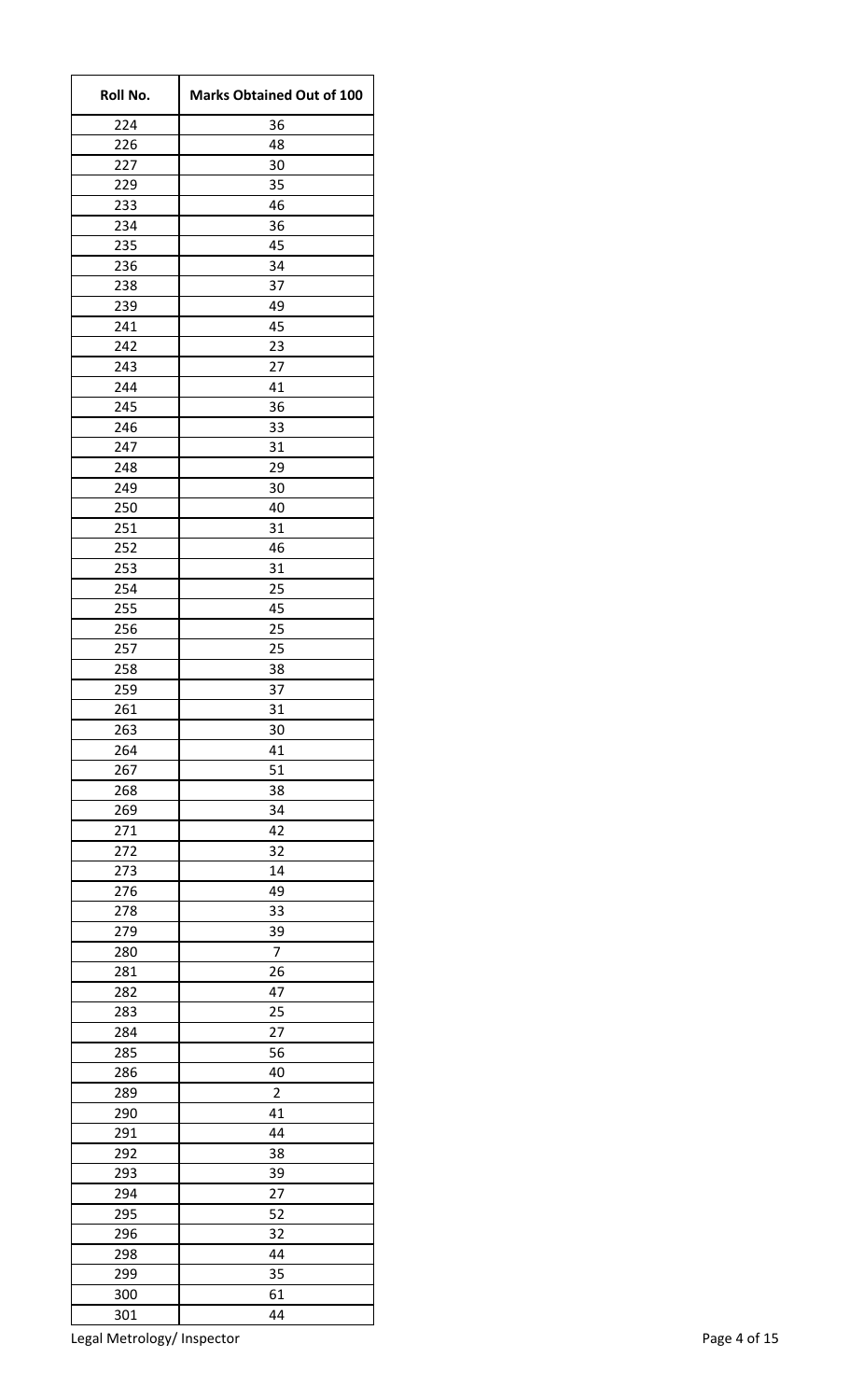| Roll No. | Marks Obtained Out of 100 |
| --- | --- |
| 224 | 36 |
| 226 | 48 |
| 227 | 30 |
| 229 | 35 |
| 233 | 46 |
| 234 | 36 |
| 235 | 45 |
| 236 | 34 |
| 238 | 37 |
| 239 | 49 |
| 241 | 45 |
| 242 | 23 |
| 243 | 27 |
| 244 | 41 |
| 245 | 36 |
| 246 | 33 |
| 247 | 31 |
| 248 | 29 |
| 249 | 30 |
| 250 | 40 |
| 251 | 31 |
| 252 | 46 |
| 253 | 31 |
| 254 | 25 |
| 255 | 45 |
| 256 | 25 |
| 257 | 25 |
| 258 | 38 |
| 259 | 37 |
| 261 | 31 |
| 263 | 30 |
| 264 | 41 |
| 267 | 51 |
| 268 | 38 |
| 269 | 34 |
| 271 | 42 |
| 272 | 32 |
| 273 | 14 |
| 276 | 49 |
| 278 | 33 |
| 279 | 39 |
| 280 | 7 |
| 281 | 26 |
| 282 | 47 |
| 283 | 25 |
| 284 | 27 |
| 285 | 56 |
| 286 | 40 |
| 289 | 2 |
| 290 | 41 |
| 291 | 44 |
| 292 | 38 |
| 293 | 39 |
| 294 | 27 |
| 295 | 52 |
| 296 | 32 |
| 298 | 44 |
| 299 | 35 |
| 300 | 61 |
| 301 | 44 |

Legal Metrology/ Inspector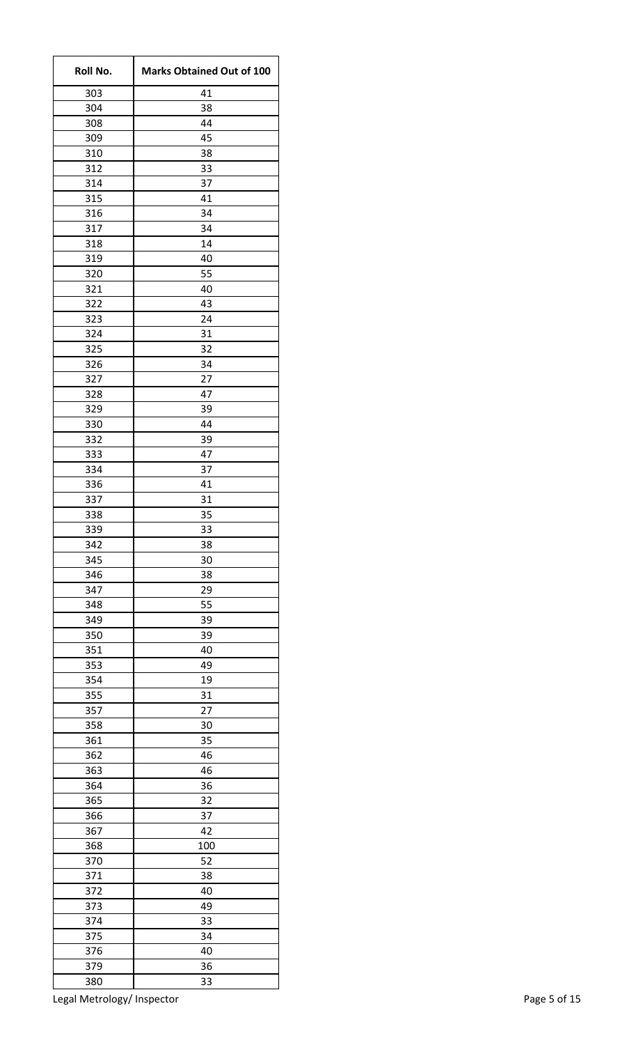| Roll No. | Marks Obtained Out of 100 |
|---|---|
| 303 | 41 |
| 304 | 38 |
| 308 | 44 |
| 309 | 45 |
| 310 | 38 |
| 312 | 33 |
| 314 | 37 |
| 315 | 41 |
| 316 | 34 |
| 317 | 34 |
| 318 | 14 |
| 319 | 40 |
| 320 | 55 |
| 321 | 40 |
| 322 | 43 |
| 323 | 24 |
| 324 | 31 |
| 325 | 32 |
| 326 | 34 |
| 327 | 27 |
| 328 | 47 |
| 329 | 39 |
| 330 | 44 |
| 332 | 39 |
| 333 | 47 |
| 334 | 37 |
| 336 | 41 |
| 337 | 31 |
| 338 | 35 |
| 339 | 33 |
| 342 | 38 |
| 345 | 30 |
| 346 | 38 |
| 347 | 29 |
| 348 | 55 |
| 349 | 39 |
| 350 | 39 |
| 351 | 40 |
| 353 | 49 |
| 354 | 19 |
| 355 | 31 |
| 357 | 27 |
| 358 | 30 |
| 361 | 35 |
| 362 | 46 |
| 363 | 46 |
| 364 | 36 |
| 365 | 32 |
| 366 | 37 |
| 367 | 42 |
| 368 | 100 |
| 370 | 52 |
| 371 | 38 |
| 372 | 40 |
| 373 | 49 |
| 374 | 33 |
| 375 | 34 |
| 376 | 40 |
| 379 | 36 |
| 380 | 33 |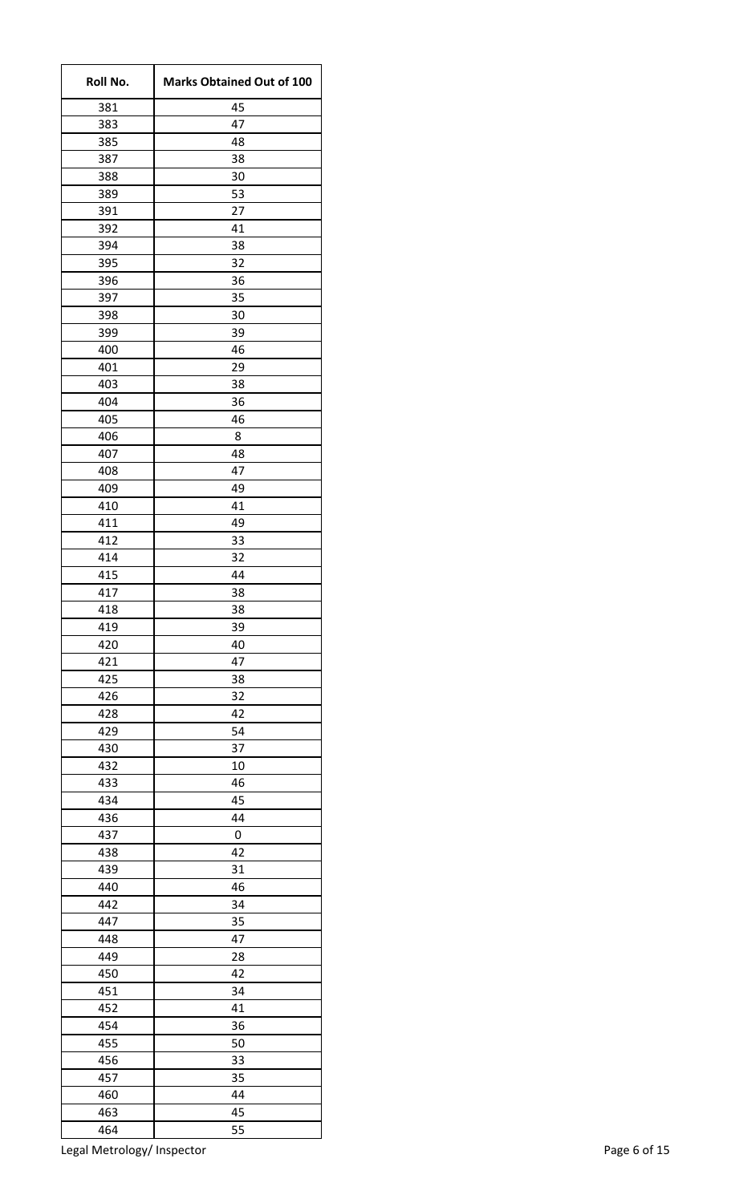| Roll No. | Marks Obtained Out of 100 |
| --- | --- |
| 381 | 45 |
| 383 | 47 |
| 385 | 48 |
| 387 | 38 |
| 388 | 30 |
| 389 | 53 |
| 391 | 27 |
| 392 | 41 |
| 394 | 38 |
| 395 | 32 |
| 396 | 36 |
| 397 | 35 |
| 398 | 30 |
| 399 | 39 |
| 400 | 46 |
| 401 | 29 |
| 403 | 38 |
| 404 | 36 |
| 405 | 46 |
| 406 | 8 |
| 407 | 48 |
| 408 | 47 |
| 409 | 49 |
| 410 | 41 |
| 411 | 49 |
| 412 | 33 |
| 414 | 32 |
| 415 | 44 |
| 417 | 38 |
| 418 | 38 |
| 419 | 39 |
| 420 | 40 |
| 421 | 47 |
| 425 | 38 |
| 426 | 32 |
| 428 | 42 |
| 429 | 54 |
| 430 | 37 |
| 432 | 10 |
| 433 | 46 |
| 434 | 45 |
| 436 | 44 |
| 437 | 0 |
| 438 | 42 |
| 439 | 31 |
| 440 | 46 |
| 442 | 34 |
| 447 | 35 |
| 448 | 47 |
| 449 | 28 |
| 450 | 42 |
| 451 | 34 |
| 452 | 41 |
| 454 | 36 |
| 455 | 50 |
| 456 | 33 |
| 457 | 35 |
| 460 | 44 |
| 463 | 45 |
| 464 | 55 |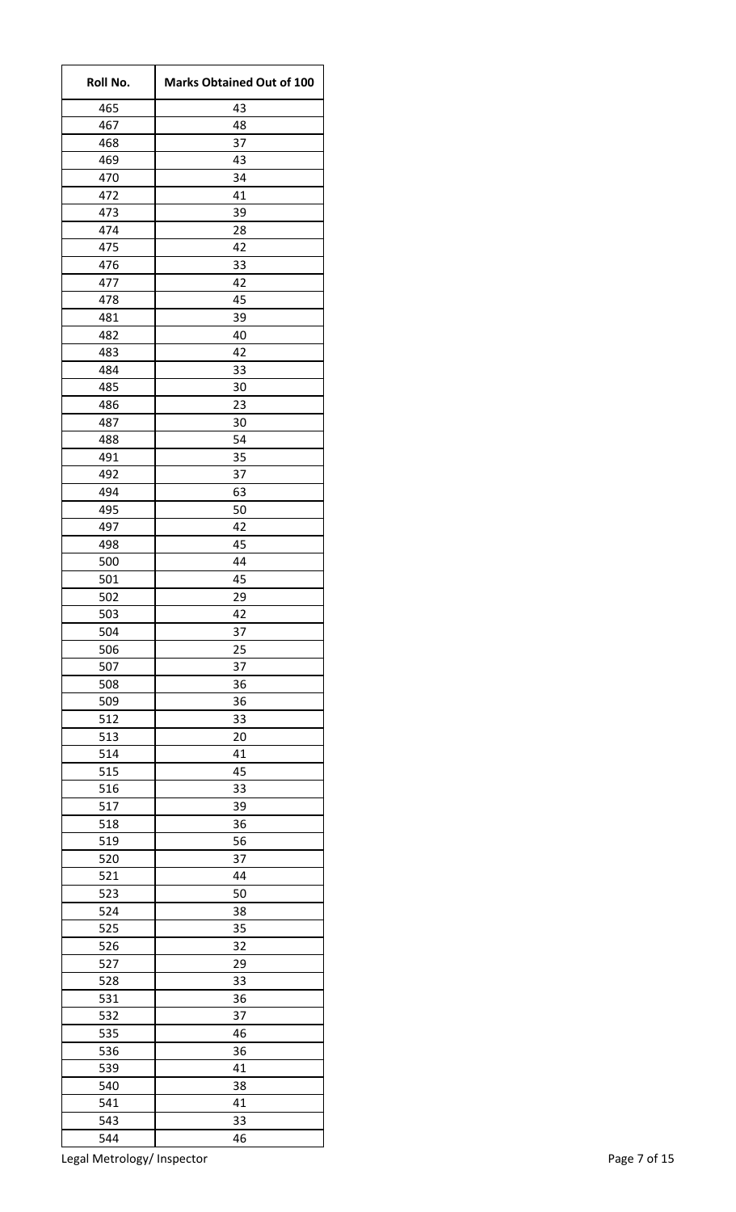| Roll No. | Marks Obtained Out of 100 |
|---|---|
| 465 | 43 |
| 467 | 48 |
| 468 | 37 |
| 469 | 43 |
| 470 | 34 |
| 472 | 41 |
| 473 | 39 |
| 474 | 28 |
| 475 | 42 |
| 476 | 33 |
| 477 | 42 |
| 478 | 45 |
| 481 | 39 |
| 482 | 40 |
| 483 | 42 |
| 484 | 33 |
| 485 | 30 |
| 486 | 23 |
| 487 | 30 |
| 488 | 54 |
| 491 | 35 |
| 492 | 37 |
| 494 | 63 |
| 495 | 50 |
| 497 | 42 |
| 498 | 45 |
| 500 | 44 |
| 501 | 45 |
| 502 | 29 |
| 503 | 42 |
| 504 | 37 |
| 506 | 25 |
| 507 | 37 |
| 508 | 36 |
| 509 | 36 |
| 512 | 33 |
| 513 | 20 |
| 514 | 41 |
| 515 | 45 |
| 516 | 33 |
| 517 | 39 |
| 518 | 36 |
| 519 | 56 |
| 520 | 37 |
| 521 | 44 |
| 523 | 50 |
| 524 | 38 |
| 525 | 35 |
| 526 | 32 |
| 527 | 29 |
| 528 | 33 |
| 531 | 36 |
| 532 | 37 |
| 535 | 46 |
| 536 | 36 |
| 539 | 41 |
| 540 | 38 |
| 541 | 41 |
| 543 | 33 |
| 544 | 46 |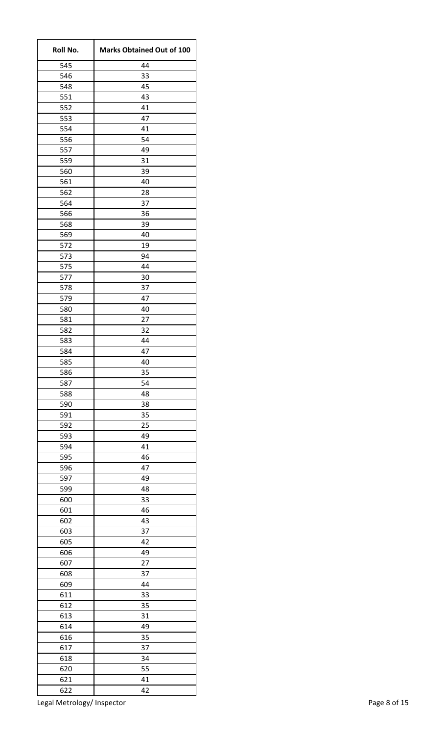| Roll No. | Marks Obtained Out of 100 |
| --- | --- |
| 545 | 44 |
| 546 | 33 |
| 548 | 45 |
| 551 | 43 |
| 552 | 41 |
| 553 | 47 |
| 554 | 41 |
| 556 | 54 |
| 557 | 49 |
| 559 | 31 |
| 560 | 39 |
| 561 | 40 |
| 562 | 28 |
| 564 | 37 |
| 566 | 36 |
| 568 | 39 |
| 569 | 40 |
| 572 | 19 |
| 573 | 94 |
| 575 | 44 |
| 577 | 30 |
| 578 | 37 |
| 579 | 47 |
| 580 | 40 |
| 581 | 27 |
| 582 | 32 |
| 583 | 44 |
| 584 | 47 |
| 585 | 40 |
| 586 | 35 |
| 587 | 54 |
| 588 | 48 |
| 590 | 38 |
| 591 | 35 |
| 592 | 25 |
| 593 | 49 |
| 594 | 41 |
| 595 | 46 |
| 596 | 47 |
| 597 | 49 |
| 599 | 48 |
| 600 | 33 |
| 601 | 46 |
| 602 | 43 |
| 603 | 37 |
| 605 | 42 |
| 606 | 49 |
| 607 | 27 |
| 608 | 37 |
| 609 | 44 |
| 611 | 33 |
| 612 | 35 |
| 613 | 31 |
| 614 | 49 |
| 616 | 35 |
| 617 | 37 |
| 618 | 34 |
| 620 | 55 |
| 621 | 41 |
| 622 | 42 |

Legal Metrology/ Inspector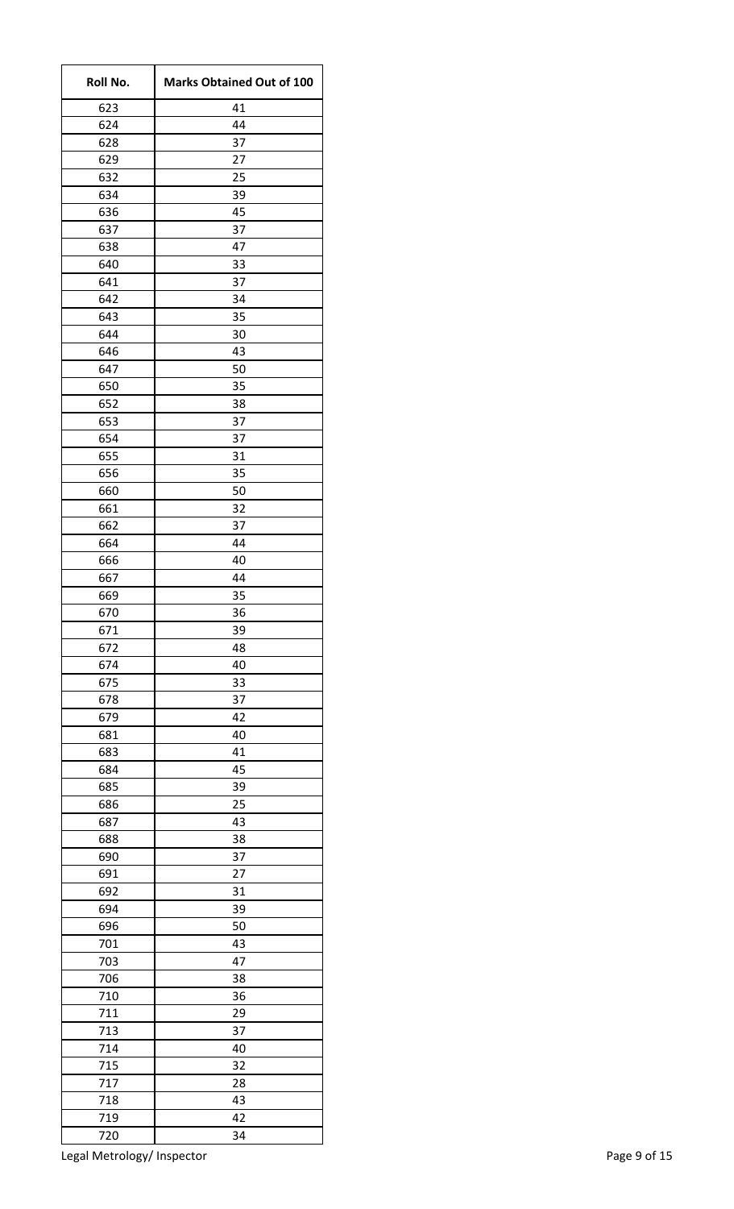| Roll No. | Marks Obtained Out of 100 |
|---|---|
| 623 | 41 |
| 624 | 44 |
| 628 | 37 |
| 629 | 27 |
| 632 | 25 |
| 634 | 39 |
| 636 | 45 |
| 637 | 37 |
| 638 | 47 |
| 640 | 33 |
| 641 | 37 |
| 642 | 34 |
| 643 | 35 |
| 644 | 30 |
| 646 | 43 |
| 647 | 50 |
| 650 | 35 |
| 652 | 38 |
| 653 | 37 |
| 654 | 37 |
| 655 | 31 |
| 656 | 35 |
| 660 | 50 |
| 661 | 32 |
| 662 | 37 |
| 664 | 44 |
| 666 | 40 |
| 667 | 44 |
| 669 | 35 |
| 670 | 36 |
| 671 | 39 |
| 672 | 48 |
| 674 | 40 |
| 675 | 33 |
| 678 | 37 |
| 679 | 42 |
| 681 | 40 |
| 683 | 41 |
| 684 | 45 |
| 685 | 39 |
| 686 | 25 |
| 687 | 43 |
| 688 | 38 |
| 690 | 37 |
| 691 | 27 |
| 692 | 31 |
| 694 | 39 |
| 696 | 50 |
| 701 | 43 |
| 703 | 47 |
| 706 | 38 |
| 710 | 36 |
| 711 | 29 |
| 713 | 37 |
| 714 | 40 |
| 715 | 32 |
| 717 | 28 |
| 718 | 43 |
| 719 | 42 |
| 720 | 34 |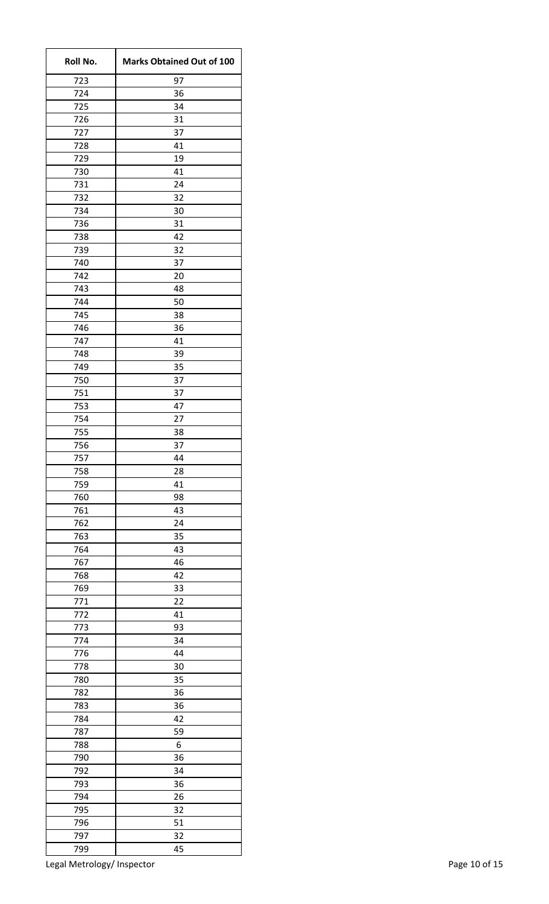| Roll No. | Marks Obtained Out of 100 |
|---|---|
| 723 | 97 |
| 724 | 36 |
| 725 | 34 |
| 726 | 31 |
| 727 | 37 |
| 728 | 41 |
| 729 | 19 |
| 730 | 41 |
| 731 | 24 |
| 732 | 32 |
| 734 | 30 |
| 736 | 31 |
| 738 | 42 |
| 739 | 32 |
| 740 | 37 |
| 742 | 20 |
| 743 | 48 |
| 744 | 50 |
| 745 | 38 |
| 746 | 36 |
| 747 | 41 |
| 748 | 39 |
| 749 | 35 |
| 750 | 37 |
| 751 | 37 |
| 753 | 47 |
| 754 | 27 |
| 755 | 38 |
| 756 | 37 |
| 757 | 44 |
| 758 | 28 |
| 759 | 41 |
| 760 | 98 |
| 761 | 43 |
| 762 | 24 |
| 763 | 35 |
| 764 | 43 |
| 767 | 46 |
| 768 | 42 |
| 769 | 33 |
| 771 | 22 |
| 772 | 41 |
| 773 | 93 |
| 774 | 34 |
| 776 | 44 |
| 778 | 30 |
| 780 | 35 |
| 782 | 36 |
| 783 | 36 |
| 784 | 42 |
| 787 | 59 |
| 788 | 6 |
| 790 | 36 |
| 792 | 34 |
| 793 | 36 |
| 794 | 26 |
| 795 | 32 |
| 796 | 51 |
| 797 | 32 |
| 799 | 45 |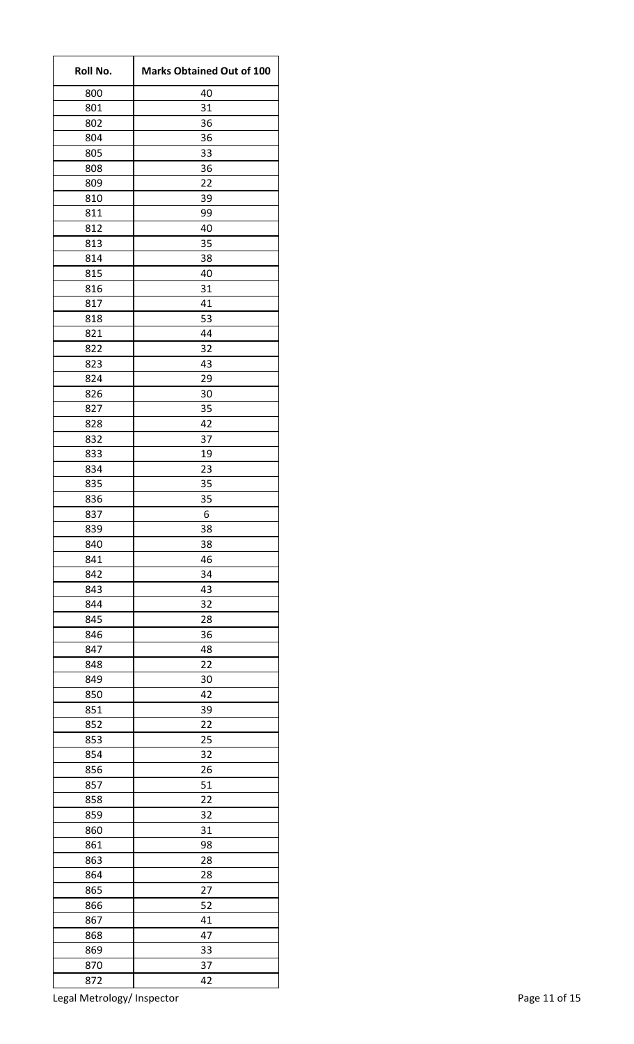| Roll No. | Marks Obtained Out of 100 |
|---|---|
| 800 | 40 |
| 801 | 31 |
| 802 | 36 |
| 804 | 36 |
| 805 | 33 |
| 808 | 36 |
| 809 | 22 |
| 810 | 39 |
| 811 | 99 |
| 812 | 40 |
| 813 | 35 |
| 814 | 38 |
| 815 | 40 |
| 816 | 31 |
| 817 | 41 |
| 818 | 53 |
| 821 | 44 |
| 822 | 32 |
| 823 | 43 |
| 824 | 29 |
| 826 | 30 |
| 827 | 35 |
| 828 | 42 |
| 832 | 37 |
| 833 | 19 |
| 834 | 23 |
| 835 | 35 |
| 836 | 35 |
| 837 | 6 |
| 839 | 38 |
| 840 | 38 |
| 841 | 46 |
| 842 | 34 |
| 843 | 43 |
| 844 | 32 |
| 845 | 28 |
| 846 | 36 |
| 847 | 48 |
| 848 | 22 |
| 849 | 30 |
| 850 | 42 |
| 851 | 39 |
| 852 | 22 |
| 853 | 25 |
| 854 | 32 |
| 856 | 26 |
| 857 | 51 |
| 858 | 22 |
| 859 | 32 |
| 860 | 31 |
| 861 | 98 |
| 863 | 28 |
| 864 | 28 |
| 865 | 27 |
| 866 | 52 |
| 867 | 41 |
| 868 | 47 |
| 869 | 33 |
| 870 | 37 |
| 872 | 42 |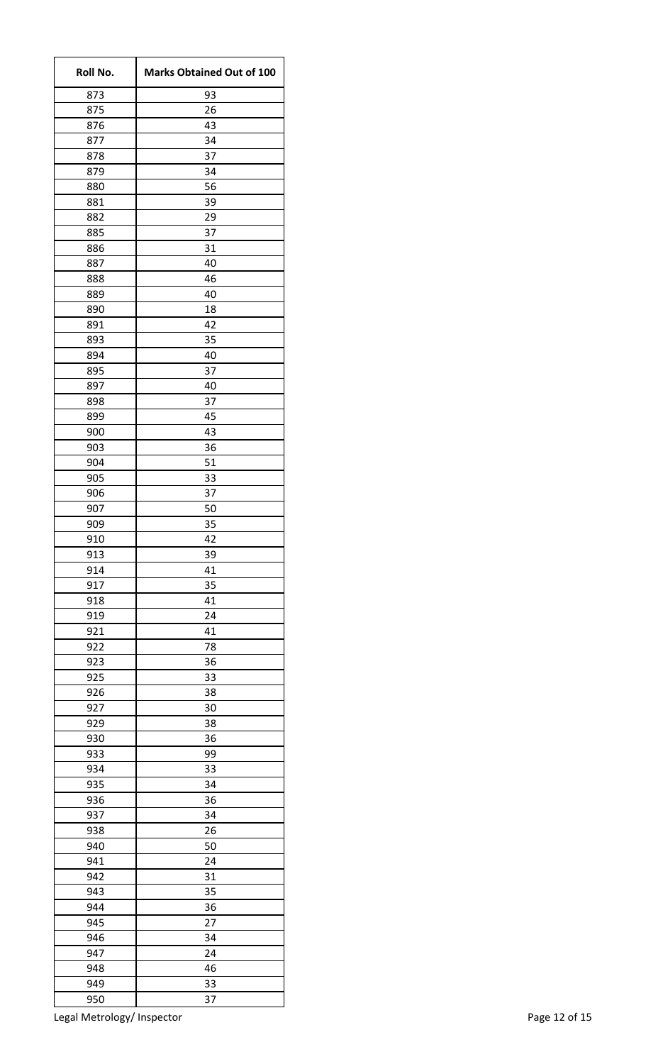| Roll No. | Marks Obtained Out of 100 |
|---|---|
| 873 | 93 |
| 875 | 26 |
| 876 | 43 |
| 877 | 34 |
| 878 | 37 |
| 879 | 34 |
| 880 | 56 |
| 881 | 39 |
| 882 | 29 |
| 885 | 37 |
| 886 | 31 |
| 887 | 40 |
| 888 | 46 |
| 889 | 40 |
| 890 | 18 |
| 891 | 42 |
| 893 | 35 |
| 894 | 40 |
| 895 | 37 |
| 897 | 40 |
| 898 | 37 |
| 899 | 45 |
| 900 | 43 |
| 903 | 36 |
| 904 | 51 |
| 905 | 33 |
| 906 | 37 |
| 907 | 50 |
| 909 | 35 |
| 910 | 42 |
| 913 | 39 |
| 914 | 41 |
| 917 | 35 |
| 918 | 41 |
| 919 | 24 |
| 921 | 41 |
| 922 | 78 |
| 923 | 36 |
| 925 | 33 |
| 926 | 38 |
| 927 | 30 |
| 929 | 38 |
| 930 | 36 |
| 933 | 99 |
| 934 | 33 |
| 935 | 34 |
| 936 | 36 |
| 937 | 34 |
| 938 | 26 |
| 940 | 50 |
| 941 | 24 |
| 942 | 31 |
| 943 | 35 |
| 944 | 36 |
| 945 | 27 |
| 946 | 34 |
| 947 | 24 |
| 948 | 46 |
| 949 | 33 |
| 950 | 37 |

Legal Metrology/ Inspector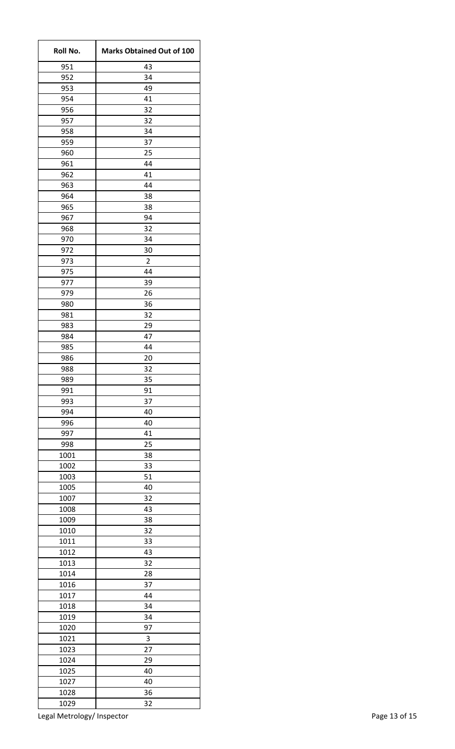| Roll No. | Marks Obtained Out of 100 |
| --- | --- |
| 951 | 43 |
| 952 | 34 |
| 953 | 49 |
| 954 | 41 |
| 956 | 32 |
| 957 | 32 |
| 958 | 34 |
| 959 | 37 |
| 960 | 25 |
| 961 | 44 |
| 962 | 41 |
| 963 | 44 |
| 964 | 38 |
| 965 | 38 |
| 967 | 94 |
| 968 | 32 |
| 970 | 34 |
| 972 | 30 |
| 973 | 2 |
| 975 | 44 |
| 977 | 39 |
| 979 | 26 |
| 980 | 36 |
| 981 | 32 |
| 983 | 29 |
| 984 | 47 |
| 985 | 44 |
| 986 | 20 |
| 988 | 32 |
| 989 | 35 |
| 991 | 91 |
| 993 | 37 |
| 994 | 40 |
| 996 | 40 |
| 997 | 41 |
| 998 | 25 |
| 1001 | 38 |
| 1002 | 33 |
| 1003 | 51 |
| 1005 | 40 |
| 1007 | 32 |
| 1008 | 43 |
| 1009 | 38 |
| 1010 | 32 |
| 1011 | 33 |
| 1012 | 43 |
| 1013 | 32 |
| 1014 | 28 |
| 1016 | 37 |
| 1017 | 44 |
| 1018 | 34 |
| 1019 | 34 |
| 1020 | 97 |
| 1021 | 3 |
| 1023 | 27 |
| 1024 | 29 |
| 1025 | 40 |
| 1027 | 40 |
| 1028 | 36 |
| 1029 | 32 |

Legal Metrology/ Inspector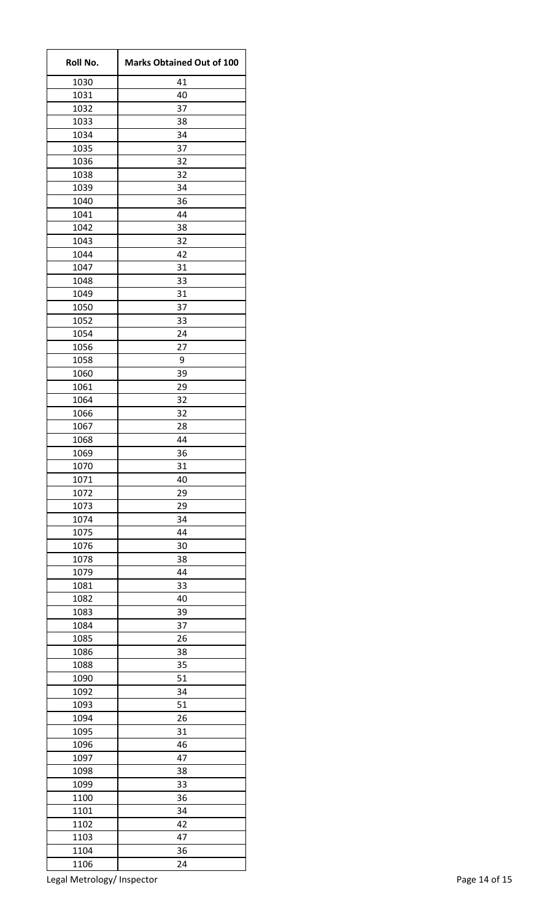| Roll No. | Marks Obtained Out of 100 |
| --- | --- |
| 1030 | 41 |
| 1031 | 40 |
| 1032 | 37 |
| 1033 | 38 |
| 1034 | 34 |
| 1035 | 37 |
| 1036 | 32 |
| 1038 | 32 |
| 1039 | 34 |
| 1040 | 36 |
| 1041 | 44 |
| 1042 | 38 |
| 1043 | 32 |
| 1044 | 42 |
| 1047 | 31 |
| 1048 | 33 |
| 1049 | 31 |
| 1050 | 37 |
| 1052 | 33 |
| 1054 | 24 |
| 1056 | 27 |
| 1058 | 9 |
| 1060 | 39 |
| 1061 | 29 |
| 1064 | 32 |
| 1066 | 32 |
| 1067 | 28 |
| 1068 | 44 |
| 1069 | 36 |
| 1070 | 31 |
| 1071 | 40 |
| 1072 | 29 |
| 1073 | 29 |
| 1074 | 34 |
| 1075 | 44 |
| 1076 | 30 |
| 1078 | 38 |
| 1079 | 44 |
| 1081 | 33 |
| 1082 | 40 |
| 1083 | 39 |
| 1084 | 37 |
| 1085 | 26 |
| 1086 | 38 |
| 1088 | 35 |
| 1090 | 51 |
| 1092 | 34 |
| 1093 | 51 |
| 1094 | 26 |
| 1095 | 31 |
| 1096 | 46 |
| 1097 | 47 |
| 1098 | 38 |
| 1099 | 33 |
| 1100 | 36 |
| 1101 | 34 |
| 1102 | 42 |
| 1103 | 47 |
| 1104 | 36 |
| 1106 | 24 |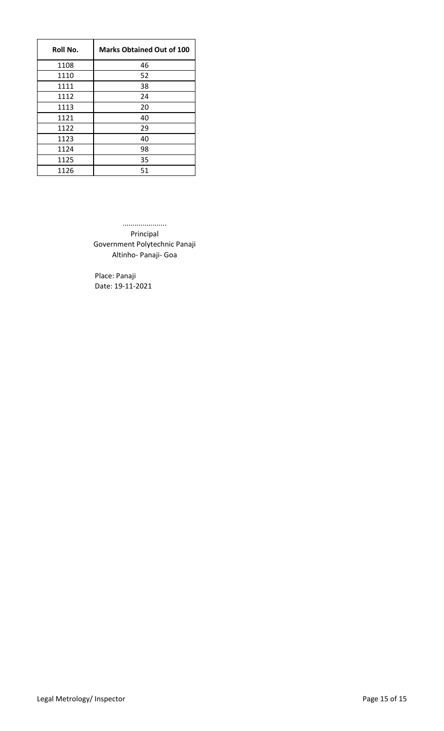| Roll No. | Marks Obtained Out of 100 |
| --- | --- |
| 1108 | 46 |
| 1110 | 52 |
| 1111 | 38 |
| 1112 | 24 |
| 1113 | 20 |
| 1121 | 40 |
| 1122 | 29 |
| 1123 | 40 |
| 1124 | 98 |
| 1125 | 35 |
| 1126 | 51 |

......................

Principal
Government Polytechnic Panaji
Altinho- Panaji- Goa

Place: Panaji
Date: 19-11-2021